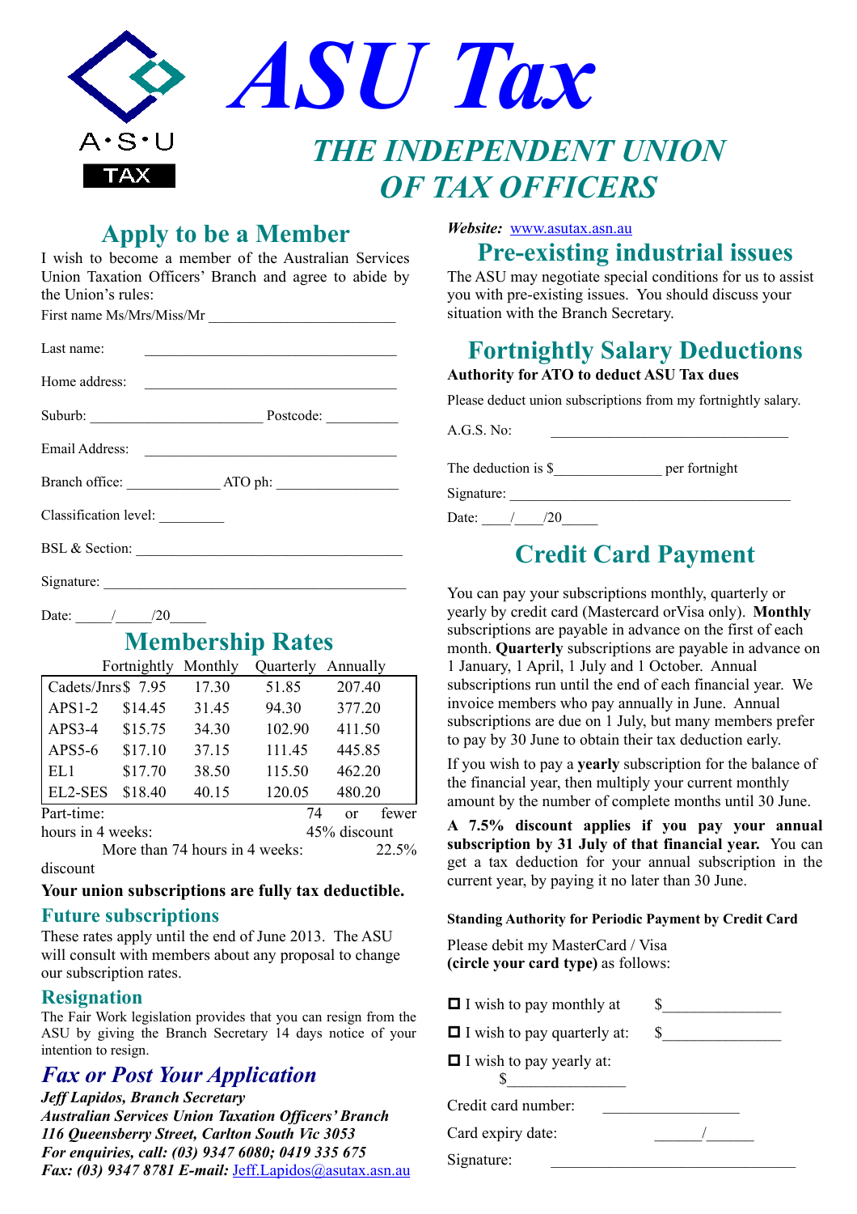# ASU Tax

## THE INDEPENDENT UNION OF TAX OFFICERS

## Apply to be a Member

I wish to become a member of the Australian Services Union Taxation Officers' Branch and agree to abide by the Union's rules:

First name Ms/Mrs/Miss/Mr ___________________________

Last name: ___________________________

Home address: ___________________________

Suburb: _______________________ Postcode: __________

Email Address: ___________________________

Branch office: _____________ ATO ph: ________________

Classification level: _________

BSL & Section: ___________________________

Signature: ___________________________

Date: _____/_____/20_____

## Membership Rates

| | Fortnightly | Monthly | Quarterly | Annually |
|---|---|---|---|---|
| Cadets/Jnrs | $ 7.95 | 17.30 | 51.85 | 207.40 |
| APS1-2 | $14.45 | 31.45 | 94.30 | 377.20 |
| APS3-4 | $15.75 | 34.30 | 102.90 | 411.50 |
| APS5-6 | $17.10 | 37.15 | 111.45 | 445.85 |
| EL1 | $17.70 | 38.50 | 115.50 | 462.20 |
| EL2-SES | $18.40 | 40.15 | 120.05 | 480.20 |

Part-time: 74 or fewer hours in 4 weeks: 45% discount
More than 74 hours in 4 weeks: 22.5% discount

**Your union subscriptions are fully tax deductible.**

### Future subscriptions

These rates apply until the end of June 2013. The ASU will consult with members about any proposal to change our subscription rates.

### Resignation

The Fair Work legislation provides that you can resign from the ASU by giving the Branch Secretary 14 days notice of your intention to resign.

## *Fax or Post Your Application*

***Jeff Lapidos, Branch Secretary***
***Australian Services Union Taxation Officers' Branch***
***116 Queensberry Street, Carlton South Vic 3053***
***For enquiries, call: (03) 9347 6080; 0419 335 675***
***Fax: (03) 9347 8781 E-mail:*** Jeff.Lapidos@asutax.asn.au

***Website:*** www.asutax.asn.au

## Pre-existing industrial issues

The ASU may negotiate special conditions for us to assist you with pre-existing issues. You should discuss your situation with the Branch Secretary.

## Fortnightly Salary Deductions

**Authority for ATO to deduct ASU Tax dues**

Please deduct union subscriptions from my fortnightly salary.

A.G.S. No: ___________________________

The deduction is $______________ per fortnight

Signature: ___________________________

Date: ____/____/20_____

## Credit Card Payment

You can pay your subscriptions monthly, quarterly or yearly by credit card (Mastercard orVisa only). **Monthly** subscriptions are payable in advance on the first of each month. **Quarterly** subscriptions are payable in advance on 1 January, 1 April, 1 July and 1 October. Annual subscriptions run until the end of each financial year. We invoice members who pay annually in June. Annual subscriptions are due on 1 July, but many members prefer to pay by 30 June to obtain their tax deduction early.

If you wish to pay a **yearly** subscription for the balance of the financial year, then multiply your current monthly amount by the number of complete months until 30 June.

**A 7.5% discount applies if you pay your annual subscription by 31 July of that financial year.** You can get a tax deduction for your annual subscription in the current year, by paying it no later than 30 June.

**Standing Authority for Periodic Payment by Credit Card**

Please debit my MasterCard / Visa **(circle your card type)** as follows:

- ☐ I wish to pay monthly at $_______________
- ☐ I wish to pay quarterly at: $_______________
- ☐ I wish to pay yearly at: $_______________

Credit card number: __________________

Card expiry date: ______/______

Signature: ___________________________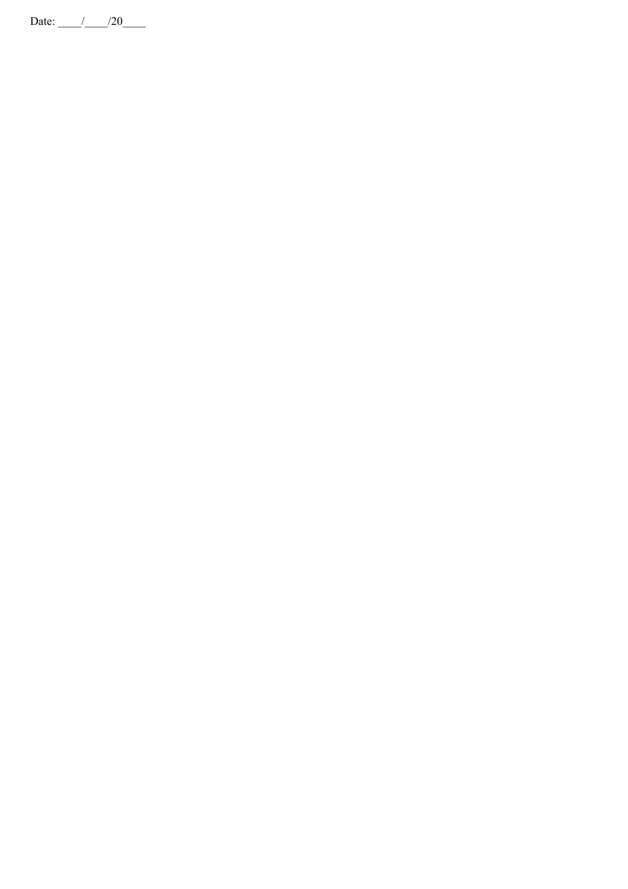Date: ____/____/20____